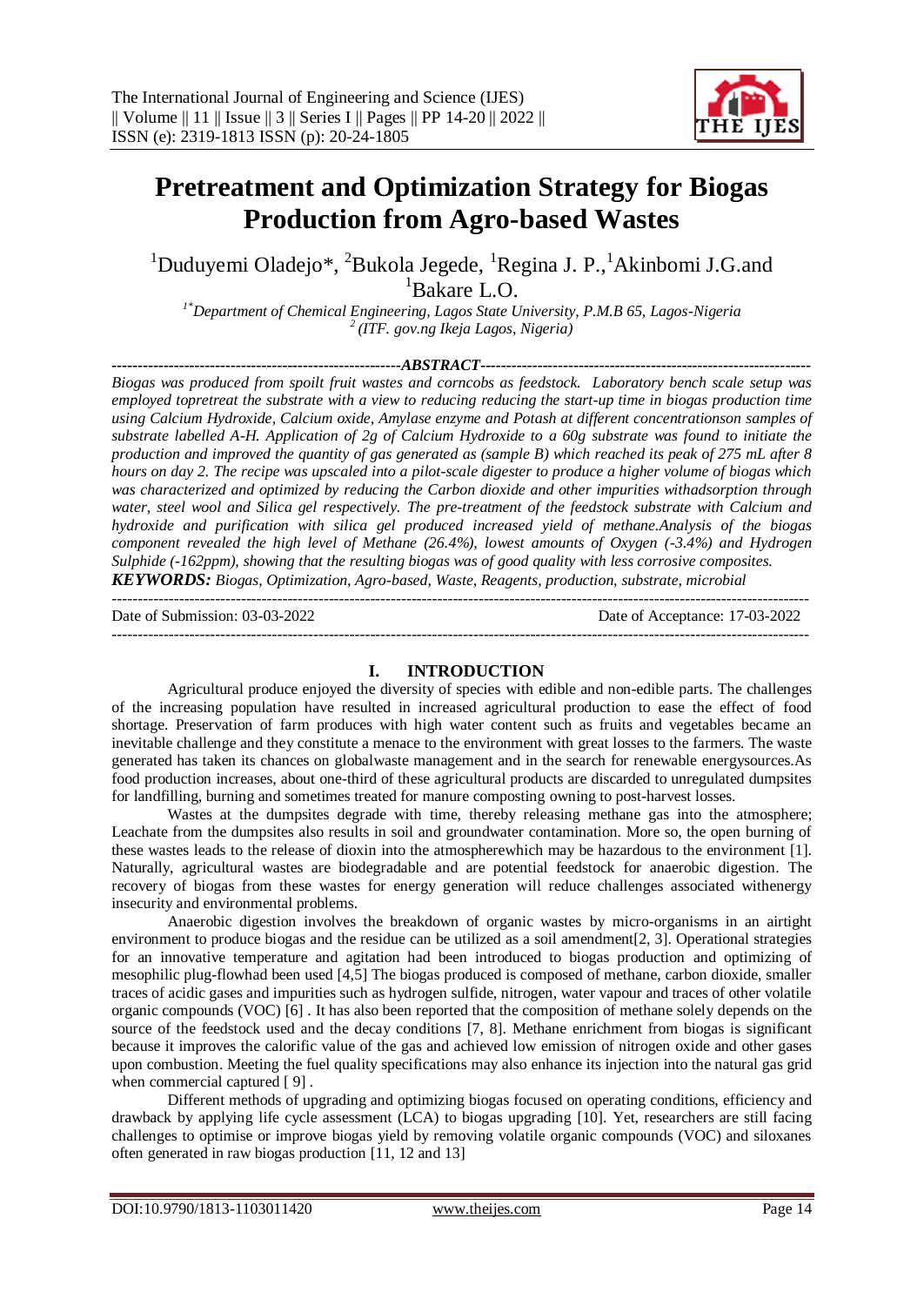# Pretreatment and Optimization Strategy for Biogas Production from Agro-based Wastes

[1]Duduyemi Oladejo*, [2]Bukola Jegede, [1]Regina J. P.,[1]Akinbomi J.G.and [1]Bakare L.O.

*[1*]Department of Chemical Engineering, Lagos State University, P.M.B 65, Lagos-Nigeria*
*[2](ITF. gov.ng Ikeja Lagos, Nigeria)*

## ABSTRACT

*Biogas was produced from spoilt fruit wastes and corncobs as feedstock. Laboratory bench scale setup was employed topretreat the substrate with a view to reducing reducing the start-up time in biogas production time using Calcium Hydroxide, Calcium oxide, Amylase enzyme and Potash at different concentrationson samples of substrate labelled A-H. Application of 2g of Calcium Hydroxide to a 60g substrate was found to initiate the production and improved the quantity of gas generated as (sample B) which reached its peak of 275 mL after 8 hours on day 2. The recipe was upscaled into a pilot-scale digester to produce a higher volume of biogas which was characterized and optimized by reducing the Carbon dioxide and other impurities withadsorption through water, steel wool and Silica gel respectively. The pre-treatment of the feedstock substrate with Calcium and hydroxide and purification with silica gel produced increased yield of methane.Analysis of the biogas component revealed the high level of Methane (26.4%), lowest amounts of Oxygen (-3.4%) and Hydrogen Sulphide (-162ppm), showing that the resulting biogas was of good quality with less corrosive composites.*

***KEYWORDS:*** *Biogas, Optimization, Agro-based, Waste, Reagents, production, substrate, microbial*

Date of Submission: 03-03-2022 Date of Acceptance: 17-03-2022

## I. INTRODUCTION

Agricultural produce enjoyed the diversity of species with edible and non-edible parts. The challenges of the increasing population have resulted in increased agricultural production to ease the effect of food shortage. Preservation of farm produces with high water content such as fruits and vegetables became an inevitable challenge and they constitute a menace to the environment with great losses to the farmers. The waste generated has taken its chances on globalwaste management and in the search for renewable energysources.As food production increases, about one-third of these agricultural products are discarded to unregulated dumpsites for landfilling, burning and sometimes treated for manure composting owning to post-harvest losses.

Wastes at the dumpsites degrade with time, thereby releasing methane gas into the atmosphere; Leachate from the dumpsites also results in soil and groundwater contamination. More so, the open burning of these wastes leads to the release of dioxin into the atmospherewhich may be hazardous to the environment [1]. Naturally, agricultural wastes are biodegradable and are potential feedstock for anaerobic digestion. The recovery of biogas from these wastes for energy generation will reduce challenges associated withenergy insecurity and environmental problems.

Anaerobic digestion involves the breakdown of organic wastes by micro-organisms in an airtight environment to produce biogas and the residue can be utilized as a soil amendment[2, 3]. Operational strategies for an innovative temperature and agitation had been introduced to biogas production and optimizing of mesophilic plug-flowhad been used [4,5] The biogas produced is composed of methane, carbon dioxide, smaller traces of acidic gases and impurities such as hydrogen sulfide, nitrogen, water vapour and traces of other volatile organic compounds (VOC) [6] . It has also been reported that the composition of methane solely depends on the source of the feedstock used and the decay conditions [7, 8]. Methane enrichment from biogas is significant because it improves the calorific value of the gas and achieved low emission of nitrogen oxide and other gases upon combustion. Meeting the fuel quality specifications may also enhance its injection into the natural gas grid when commercial captured [ 9] .

Different methods of upgrading and optimizing biogas focused on operating conditions, efficiency and drawback by applying life cycle assessment (LCA) to biogas upgrading [10]. Yet, researchers are still facing challenges to optimise or improve biogas yield by removing volatile organic compounds (VOC) and siloxanes often generated in raw biogas production [11, 12 and 13]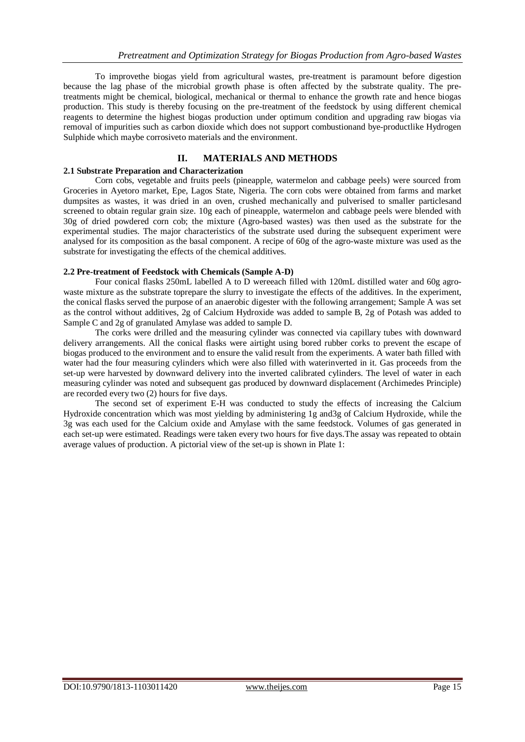To improvethe biogas yield from agricultural wastes, pre-treatment is paramount before digestion because the lag phase of the microbial growth phase is often affected by the substrate quality. The pre-treatments might be chemical, biological, mechanical or thermal to enhance the growth rate and hence biogas production. This study is thereby focusing on the pre-treatment of the feedstock by using different chemical reagents to determine the highest biogas production under optimum condition and upgrading raw biogas via removal of impurities such as carbon dioxide which does not support combustionand bye-productlike Hydrogen Sulphide which maybe corrosiveto materials and the environment.

## II. MATERIALS AND METHODS

### 2.1 Substrate Preparation and Characterization

Corn cobs, vegetable and fruits peels (pineapple, watermelon and cabbage peels) were sourced from Groceries in Ayetoro market, Epe, Lagos State, Nigeria. The corn cobs were obtained from farms and market dumpsites as wastes, it was dried in an oven, crushed mechanically and pulverised to smaller particlesand screened to obtain regular grain size. 10g each of pineapple, watermelon and cabbage peels were blended with 30g of dried powdered corn cob; the mixture (Agro-based wastes) was then used as the substrate for the experimental studies. The major characteristics of the substrate used during the subsequent experiment were analysed for its composition as the basal component. A recipe of 60g of the agro-waste mixture was used as the substrate for investigating the effects of the chemical additives.

### 2.2 Pre-treatment of Feedstock with Chemicals (Sample A-D)

Four conical flasks 250mL labelled A to D wereeach filled with 120mL distilled water and 60g agro-waste mixture as the substrate toprepare the slurry to investigate the effects of the additives. In the experiment, the conical flasks served the purpose of an anaerobic digester with the following arrangement; Sample A was set as the control without additives, 2g of Calcium Hydroxide was added to sample B, 2g of Potash was added to Sample C and 2g of granulated Amylase was added to sample D.

The corks were drilled and the measuring cylinder was connected via capillary tubes with downward delivery arrangements. All the conical flasks were airtight using bored rubber corks to prevent the escape of biogas produced to the environment and to ensure the valid result from the experiments. A water bath filled with water had the four measuring cylinders which were also filled with waterinverted in it. Gas proceeds from the set-up were harvested by downward delivery into the inverted calibrated cylinders. The level of water in each measuring cylinder was noted and subsequent gas produced by downward displacement (Archimedes Principle) are recorded every two (2) hours for five days.

The second set of experiment E-H was conducted to study the effects of increasing the Calcium Hydroxide concentration which was most yielding by administering 1g and3g of Calcium Hydroxide, while the 3g was each used for the Calcium oxide and Amylase with the same feedstock. Volumes of gas generated in each set-up were estimated. Readings were taken every two hours for five days.The assay was repeated to obtain average values of production. A pictorial view of the set-up is shown in Plate 1: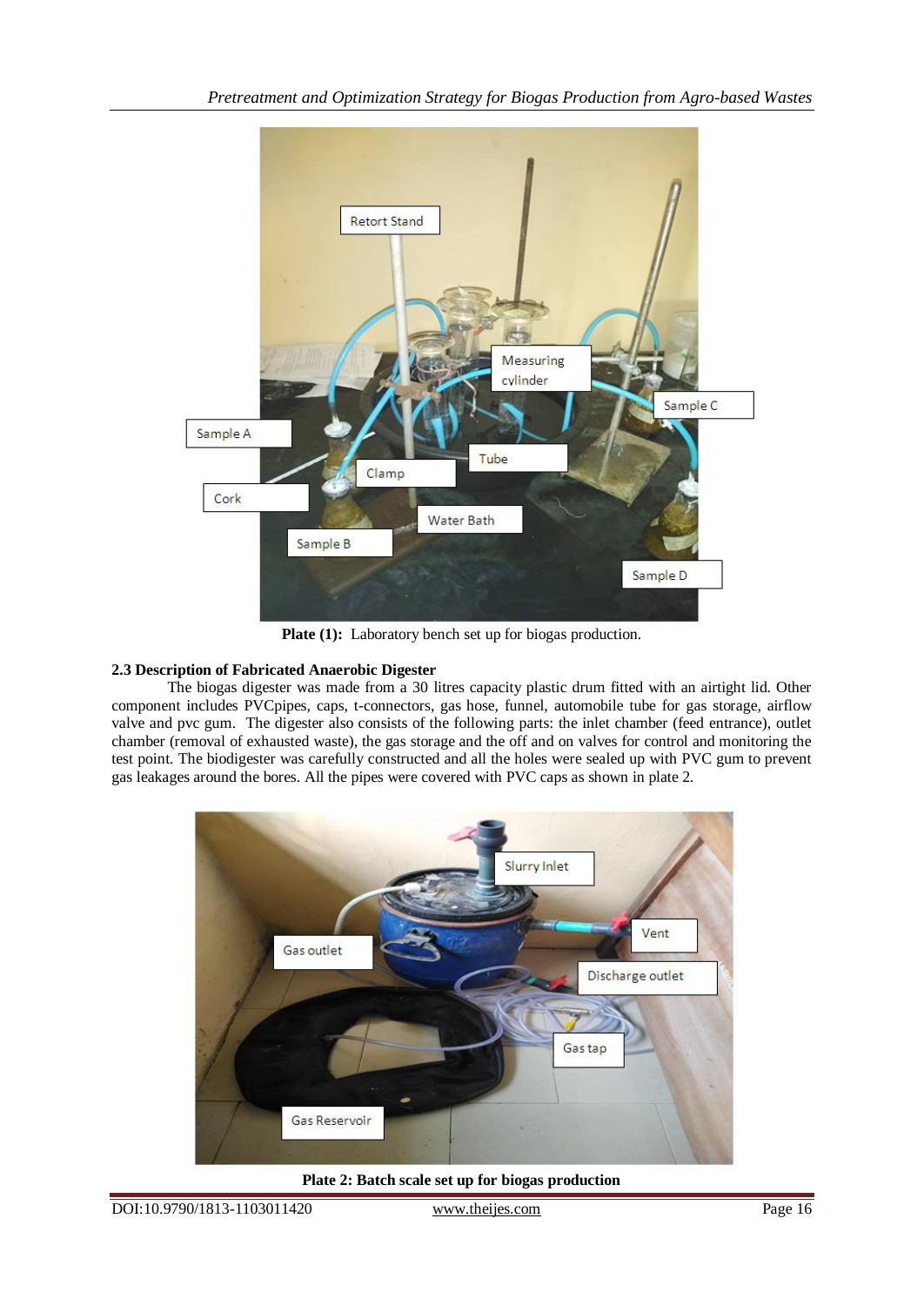**Plate (1):** Laboratory bench set up for biogas production.

**2.3 Description of Fabricated Anaerobic Digester**

The biogas digester was made from a 30 litres capacity plastic drum fitted with an airtight lid. Other component includes PVCpipes, caps, t-connectors, gas hose, funnel, automobile tube for gas storage, airflow valve and pvc gum. The digester also consists of the following parts: the inlet chamber (feed entrance), outlet chamber (removal of exhausted waste), the gas storage and the off and on valves for control and monitoring the test point. The biodigester was carefully constructed and all the holes were sealed up with PVC gum to prevent gas leakages around the bores. All the pipes were covered with PVC caps as shown in plate 2.

**Plate 2: Batch scale set up for biogas production**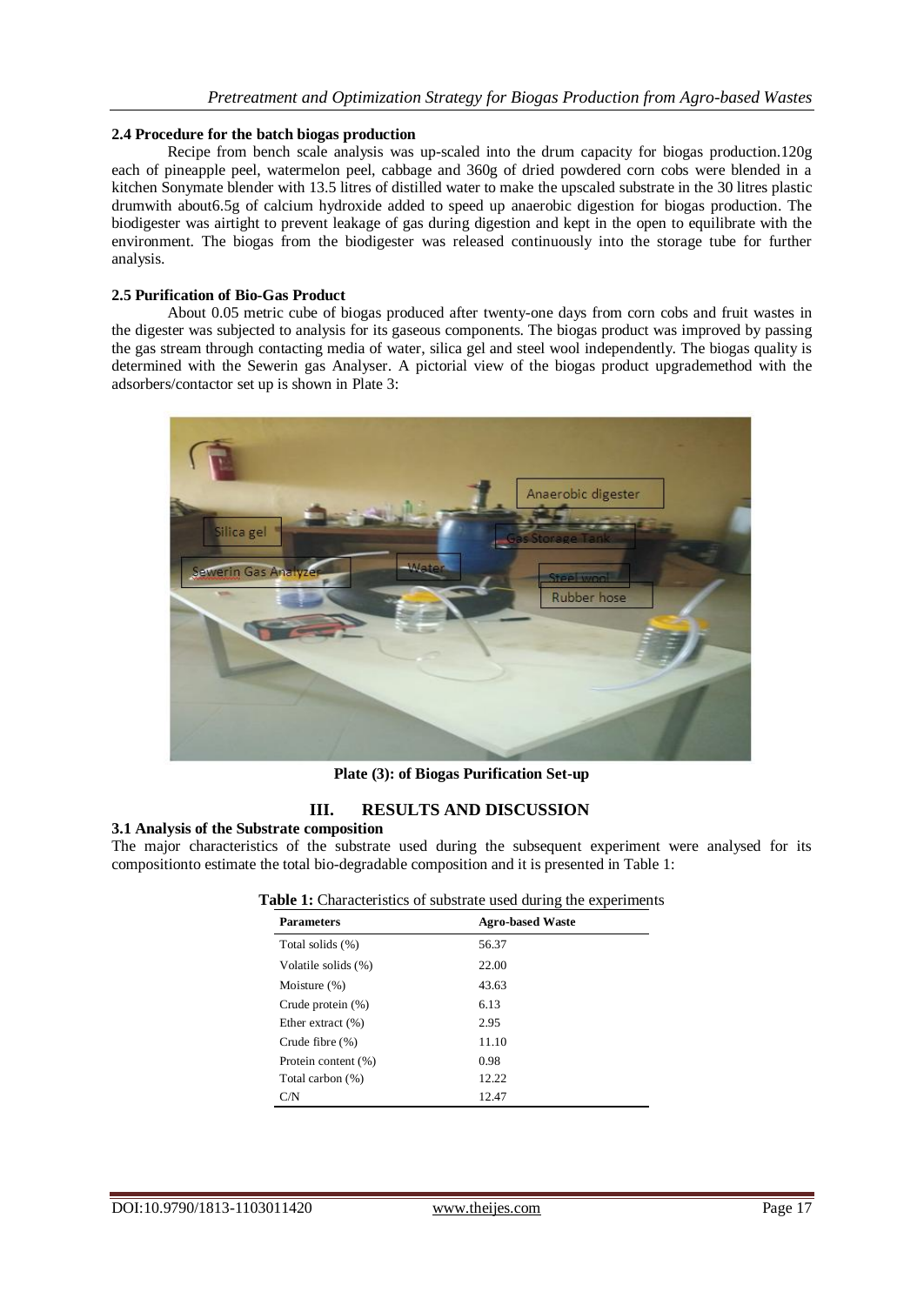### 2.4 Procedure for the batch biogas production

Recipe from bench scale analysis was up-scaled into the drum capacity for biogas production.120g each of pineapple peel, watermelon peel, cabbage and 360g of dried powdered corn cobs were blended in a kitchen Sonymate blender with 13.5 litres of distilled water to make the upscaled substrate in the 30 litres plastic drumwith about6.5g of calcium hydroxide added to speed up anaerobic digestion for biogas production. The biodigester was airtight to prevent leakage of gas during digestion and kept in the open to equilibrate with the environment. The biogas from the biodigester was released continuously into the storage tube for further analysis.

### 2.5 Purification of Bio-Gas Product

About 0.05 metric cube of biogas produced after twenty-one days from corn cobs and fruit wastes in the digester was subjected to analysis for its gaseous components. The biogas product was improved by passing the gas stream through contacting media of water, silica gel and steel wool independently. The biogas quality is determined with the Sewerin gas Analyser. A pictorial view of the biogas product upgrademethod with the adsorbers/contactor set up is shown in Plate 3:

**Plate (3): of Biogas Purification Set-up**

## III. RESULTS AND DISCUSSION

### 3.1 Analysis of the Substrate composition

The major characteristics of the substrate used during the subsequent experiment were analysed for its compositionto estimate the total bio-degradable composition and it is presented in Table 1:

**Table 1:** Characteristics of substrate used during the experiments

| Parameters | Agro-based Waste |
|---|---|
| Total solids (%) | 56.37 |
| Volatile solids (%) | 22.00 |
| Moisture (%) | 43.63 |
| Crude protein (%) | 6.13 |
| Ether extract (%) | 2.95 |
| Crude fibre (%) | 11.10 |
| Protein content (%) | 0.98 |
| Total carbon (%) | 12.22 |
| C/N | 12.47 |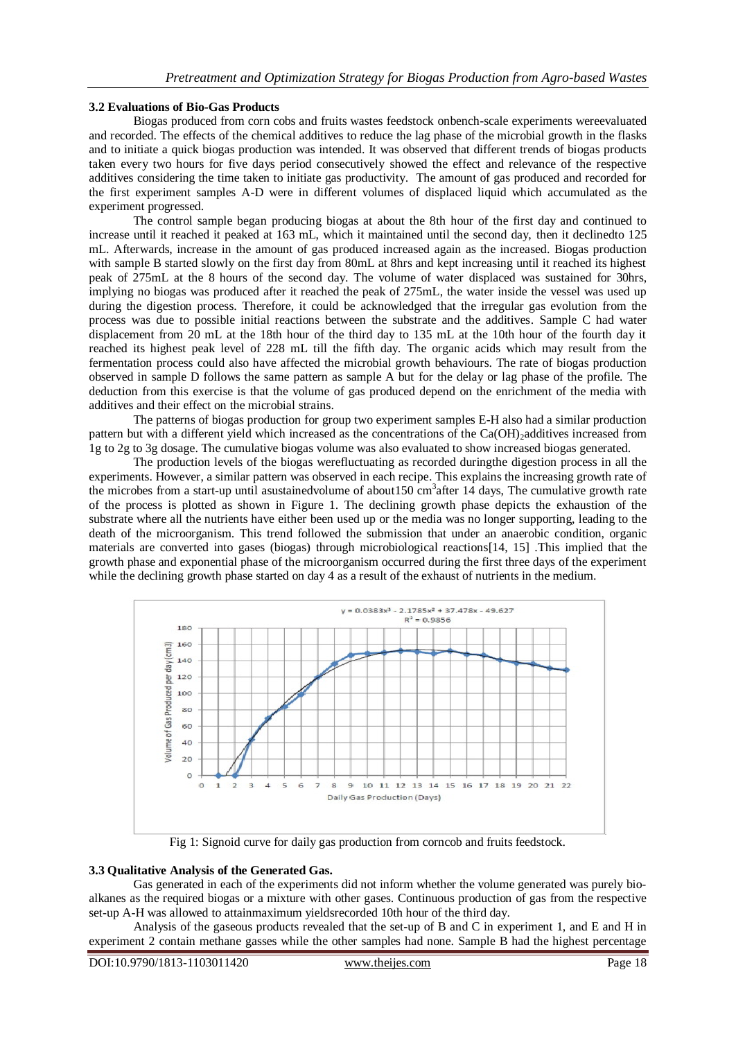### 3.2 Evaluations of Bio-Gas Products

Biogas produced from corn cobs and fruits wastes feedstock onbench-scale experiments wereevaluated and recorded. The effects of the chemical additives to reduce the lag phase of the microbial growth in the flasks and to initiate a quick biogas production was intended. It was observed that different trends of biogas products taken every two hours for five days period consecutively showed the effect and relevance of the respective additives considering the time taken to initiate gas productivity. The amount of gas produced and recorded for the first experiment samples A-D were in different volumes of displaced liquid which accumulated as the experiment progressed.

The control sample began producing biogas at about the 8th hour of the first day and continued to increase until it reached it peaked at 163 mL, which it maintained until the second day, then it declinedto 125 mL. Afterwards, increase in the amount of gas produced increased again as the increased. Biogas production with sample B started slowly on the first day from 80mL at 8hrs and kept increasing until it reached its highest peak of 275mL at the 8 hours of the second day. The volume of water displaced was sustained for 30hrs, implying no biogas was produced after it reached the peak of 275mL, the water inside the vessel was used up during the digestion process. Therefore, it could be acknowledged that the irregular gas evolution from the process was due to possible initial reactions between the substrate and the additives. Sample C had water displacement from 20 mL at the 18th hour of the third day to 135 mL at the 10th hour of the fourth day it reached its highest peak level of 228 mL till the fifth day. The organic acids which may result from the fermentation process could also have affected the microbial growth behaviours. The rate of biogas production observed in sample D follows the same pattern as sample A but for the delay or lag phase of the profile. The deduction from this exercise is that the volume of gas produced depend on the enrichment of the media with additives and their effect on the microbial strains.

The patterns of biogas production for group two experiment samples E-H also had a similar production pattern but with a different yield which increased as the concentrations of the $Ca(OH)_2$additives increased from 1g to 2g to 3g dosage. The cumulative biogas volume was also evaluated to show increased biogas generated.

The production levels of the biogas werefluctuating as recorded duringthe digestion process in all the experiments. However, a similar pattern was observed in each recipe. This explains the increasing growth rate of the microbes from a start-up until asustainedvolume of about150 $cm^3$after 14 days, The cumulative growth rate of the process is plotted as shown in Figure 1. The declining growth phase depicts the exhaustion of the substrate where all the nutrients have either been used up or the media was no longer supporting, leading to the death of the microorganism. This trend followed the submission that under an anaerobic condition, organic materials are converted into gases (biogas) through microbiological reactions[14, 15] .This implied that the growth phase and exponential phase of the microorganism occurred during the first three days of the experiment while the declining growth phase started on day 4 as a result of the exhaust of nutrients in the medium.

$y = 0.0383x^3 - 2.1785x^2 + 37.478x - 49.627$
$R^2 = 0.9856$

Fig 1: Signoid curve for daily gas production from corncob and fruits feedstock.

### 3.3 Qualitative Analysis of the Generated Gas.

Gas generated in each of the experiments did not inform whether the volume generated was purely bio-alkanes as the required biogas or a mixture with other gases. Continuous production of gas from the respective set-up A-H was allowed to attainmaximum yieldsrecorded 10th hour of the third day.

Analysis of the gaseous products revealed that the set-up of B and C in experiment 1, and E and H in experiment 2 contain methane gasses while the other samples had none. Sample B had the highest percentage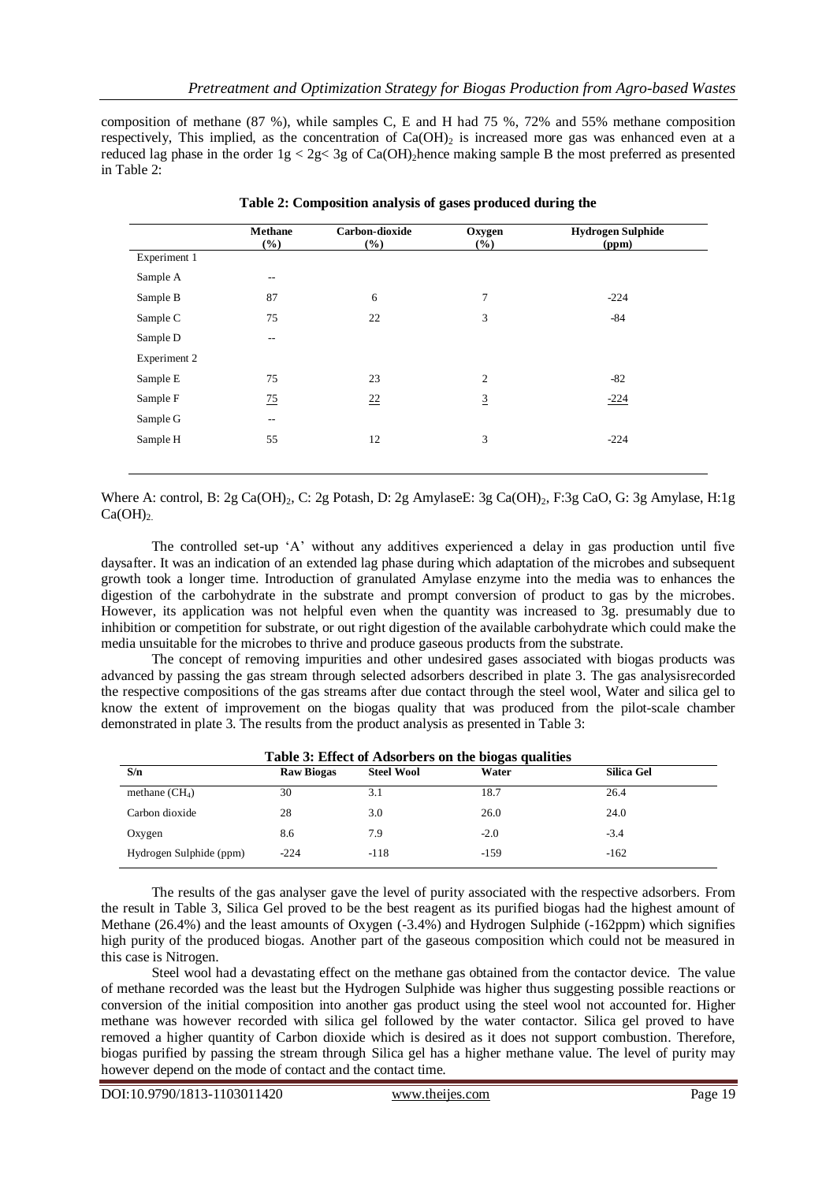composition of methane (87 %), while samples C, E and H had 75 %, 72% and 55% methane composition respectively, This implied, as the concentration of $Ca(OH)_2$ is increased more gas was enhanced even at a reduced lag phase in the order $1g < 2g < 3g$ of $Ca(OH)_2$ hence making sample B the most preferred as presented in Table 2:

**Table 2: Composition analysis of gases produced during the**

| | Methane (%) | Carbon-dioxide (%) | Oxygen (%) | Hydrogen Sulphide (ppm) |
|---|---|---|---|---|
| Experiment 1 | | | | |
| Sample A | -- | | | |
| Sample B | 87 | 6 | 7 | -224 |
| Sample C | 75 | 22 | 3 | -84 |
| Sample D | -- | | | |
| Experiment 2 | | | | |
| Sample E | 75 | 23 | 2 | -82 |
| Sample F | 75 | 22 | 3 | -224 |
| Sample G | -- | | | |
| Sample H | 55 | 12 | 3 | -224 |

Where A: control, B: 2g $Ca(OH)_2$, C: 2g Potash, D: 2g AmylaseE: 3g $Ca(OH)_2$, F:3g CaO, G: 3g Amylase, H:1g $Ca(OH)_2$.

The controlled set-up 'A' without any additives experienced a delay in gas production until five daysafter. It was an indication of an extended lag phase during which adaptation of the microbes and subsequent growth took a longer time. Introduction of granulated Amylase enzyme into the media was to enhances the digestion of the carbohydrate in the substrate and prompt conversion of product to gas by the microbes. However, its application was not helpful even when the quantity was increased to 3g. presumably due to inhibition or competition for substrate, or out right digestion of the available carbohydrate which could make the media unsuitable for the microbes to thrive and produce gaseous products from the substrate.

The concept of removing impurities and other undesired gases associated with biogas products was advanced by passing the gas stream through selected adsorbers described in plate 3. The gas analysisrecorded the respective compositions of the gas streams after due contact through the steel wool, Water and silica gel to know the extent of improvement on the biogas quality that was produced from the pilot-scale chamber demonstrated in plate 3. The results from the product analysis as presented in Table 3:

**Table 3: Effect of Adsorbers on the biogas qualities**

| S/n | Raw Biogas | Steel Wool | Water | Silica Gel |
|---|---|---|---|---|
| methane ($CH_4$) | 30 | 3.1 | 18.7 | 26.4 |
| Carbon dioxide | 28 | 3.0 | 26.0 | 24.0 |
| Oxygen | 8.6 | 7.9 | -2.0 | -3.4 |
| Hydrogen Sulphide (ppm) | -224 | -118 | -159 | -162 |

The results of the gas analyser gave the level of purity associated with the respective adsorbers. From the result in Table 3, Silica Gel proved to be the best reagent as its purified biogas had the highest amount of Methane (26.4%) and the least amounts of Oxygen (-3.4%) and Hydrogen Sulphide (-162ppm) which signifies high purity of the produced biogas. Another part of the gaseous composition which could not be measured in this case is Nitrogen.

Steel wool had a devastating effect on the methane gas obtained from the contactor device. The value of methane recorded was the least but the Hydrogen Sulphide was higher thus suggesting possible reactions or conversion of the initial composition into another gas product using the steel wool not accounted for. Higher methane was however recorded with silica gel followed by the water contactor. Silica gel proved to have removed a higher quantity of Carbon dioxide which is desired as it does not support combustion. Therefore, biogas purified by passing the stream through Silica gel has a higher methane value. The level of purity may however depend on the mode of contact and the contact time.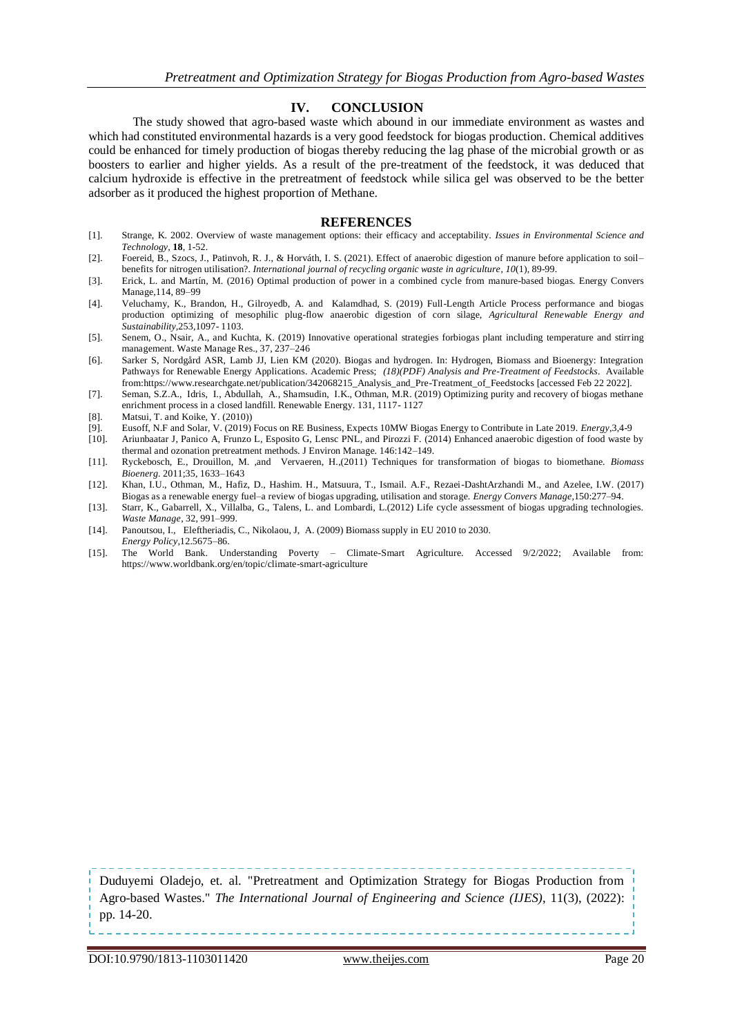## IV. CONCLUSION

The study showed that agro-based waste which abound in our immediate environment as wastes and which had constituted environmental hazards is a very good feedstock for biogas production. Chemical additives could be enhanced for timely production of biogas thereby reducing the lag phase of the microbial growth or as boosters to earlier and higher yields. As a result of the pre-treatment of the feedstock, it was deduced that calcium hydroxide is effective in the pretreatment of feedstock while silica gel was observed to be the better adsorber as it produced the highest proportion of Methane.

## REFERENCES

[1]. Strange, K. 2002. Overview of waste management options: their efficacy and acceptability. *Issues in Environmental Science and Technology*, **18**, 1-52.

[2]. Foereid, B., Szocs, J., Patinvoh, R. J., & Horváth, I. S. (2021). Effect of anaerobic digestion of manure before application to soil–benefits for nitrogen utilisation?. *International journal of recycling organic waste in agriculture*, *10*(1), 89-99.

[3]. Erick, L. and Martín, M. (2016) Optimal production of power in a combined cycle from manure-based biogas. Energy Convers Manage,114, 89–99

[4]. Veluchamy, K., Brandon, H., Gilroyedb, A. and Kalamdhad, S. (2019) Full-Length Article Process performance and biogas production optimizing of mesophilic plug-flow anaerobic digestion of corn silage, *Agricultural Renewable Energy and Sustainability*,253,1097- 1103.

[5]. Senem, O., Nsair, A., and Kuchta, K. (2019) Innovative operational strategies forbiogas plant including temperature and stirring management. Waste Manage Res., 37, 237–246

[6]. Sarker S, Nordgård ASR, Lamb JJ, Lien KM (2020). Biogas and hydrogen. In: Hydrogen, Biomass and Bioenergy: Integration Pathways for Renewable Energy Applications. Academic Press; *(18)(PDF) Analysis and Pre-Treatment of Feedstocks*. Available from:https://www.researchgate.net/publication/342068215_Analysis_and_Pre-Treatment_of_Feedstocks [accessed Feb 22 2022].

[7]. Seman, S.Z.A., Idris, I., Abdullah, A., Shamsudin, I.K., Othman, M.R. (2019) Optimizing purity and recovery of biogas methane enrichment process in a closed landfill. Renewable Energy. 131, 1117- 1127

[8]. Matsui, T. and Koike, Y. (2010))

[9]. Eusoff, N.F and Solar, V. (2019) Focus on RE Business, Expects 10MW Biogas Energy to Contribute in Late 2019. *Energy*,3,4-9

[10]. Ariunbaatar J, Panico A, Frunzo L, Esposito G, Lensc PNL, and Pirozzi F. (2014) Enhanced anaerobic digestion of food waste by thermal and ozonation pretreatment methods. J Environ Manage. 146:142–149.

[11]. Ryckebosch, E., Drouillon, M. ,and Vervaeren, H.,(2011) Techniques for transformation of biogas to biomethane. *Biomass Bioenerg*. 2011;35, 1633–1643

[12]. Khan, I.U., Othman, M., Hafiz, D., Hashim. H., Matsuura, T., Ismail. A.F., Rezaei-DashtArzhandi M., and Azelee, I.W. (2017) Biogas as a renewable energy fuel–a review of biogas upgrading, utilisation and storage. *Energy Convers Manage*,150:277–94.

[13]. Starr, K., Gabarrell, X., Villalba, G., Talens, L. and Lombardi, L.(2012) Life cycle assessment of biogas upgrading technologies. *Waste Manage*, 32, 991–999.

[14]. Panoutsou, I., Eleftheriadis, C., Nikolaou, J, A. (2009) Biomass supply in EU 2010 to 2030. *Energy Policy*,12.5675–86.

[15]. The World Bank. Understanding Poverty – Climate-Smart Agriculture. Accessed 9/2/2022; Available from: https://www.worldbank.org/en/topic/climate-smart-agriculture

Duduyemi Oladejo, et. al. "Pretreatment and Optimization Strategy for Biogas Production from Agro-based Wastes." *The International Journal of Engineering and Science (IJES)*, 11(3), (2022): pp. 14-20.